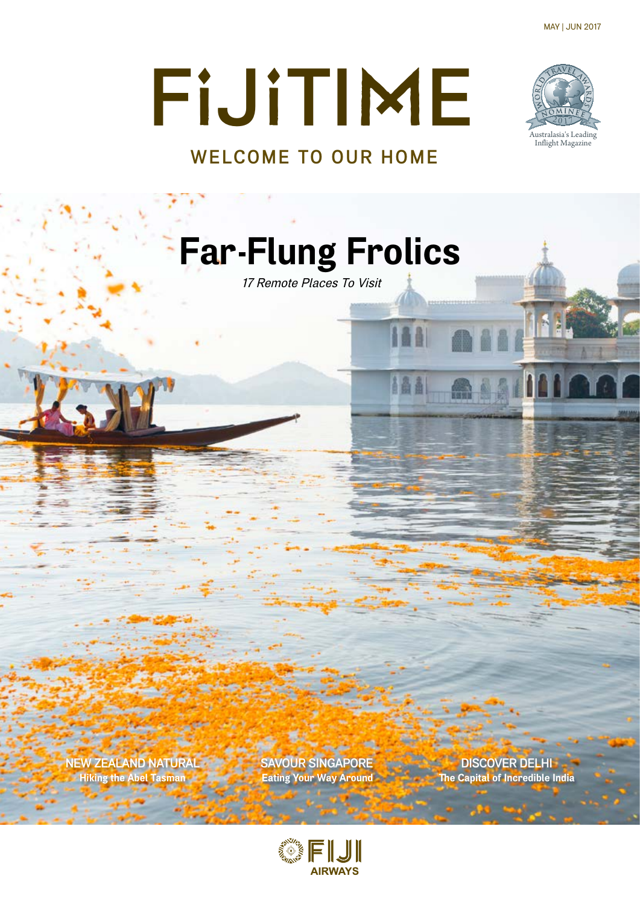MAY | JUN 2017

# FiJiTIME

WELCOME TO OUR HOME

World Travel Awards Nominee 2017 — Australasia's Leading Inflight Magazine

## Far-Flung Frolics

*17 Remote Places To Visit*

**NEW ZEALAND NATURAL**
Hiking the Abel Tasman

**SAVOUR SINGAPORE**
Eating Your Way Around

**DISCOVER DELHI**
The Capital of Incredible India

FIJI AIRWAYS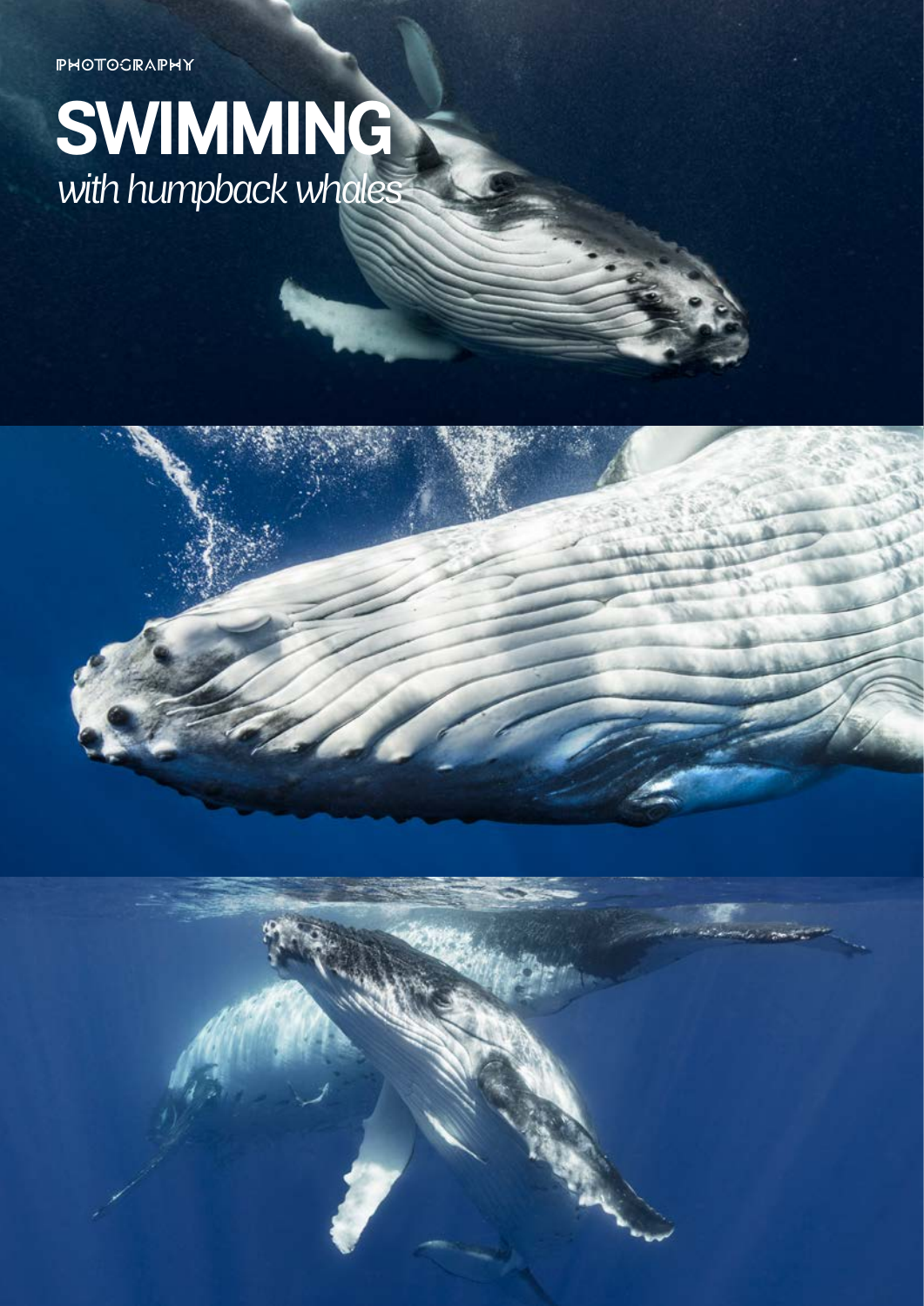PHOTOGRAPHY

# SWIMMING
*with humpback whales*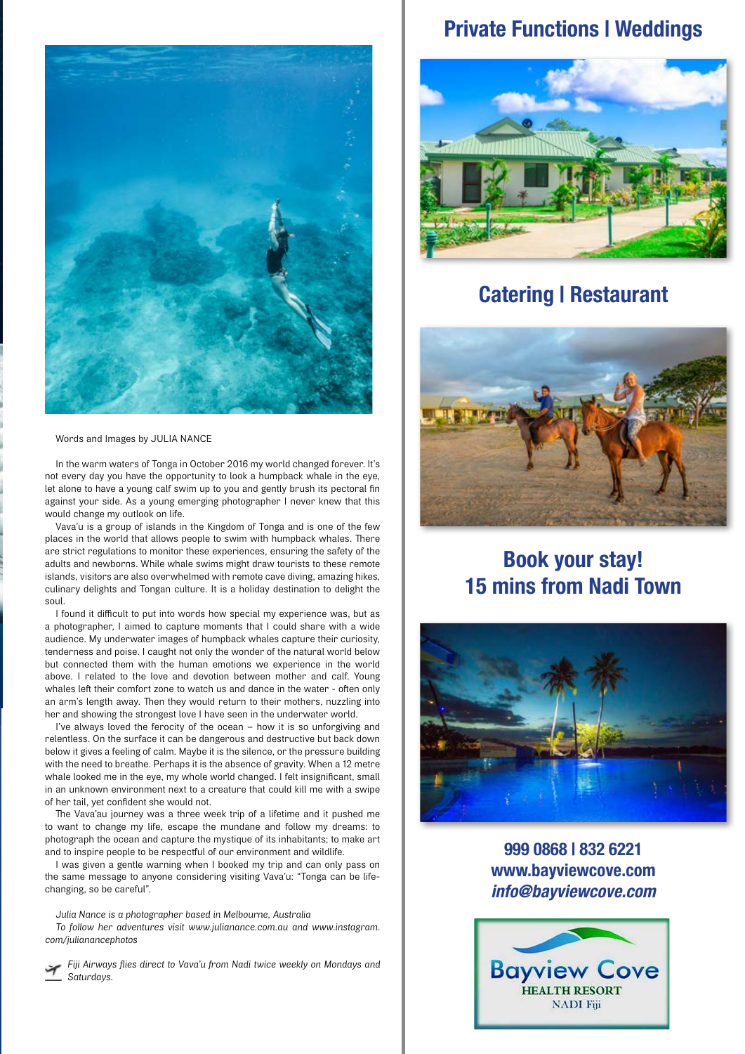Words and Images by JULIA NANCE

In the warm waters of Tonga in October 2016 my world changed forever. It's not every day you have the opportunity to look a humpback whale in the eye, let alone to have a young calf swim up to you and gently brush its pectoral fin against your side. As a young emerging photographer I never knew that this would change my outlook on life.

Vava'u is a group of islands in the Kingdom of Tonga and is one of the few places in the world that allows people to swim with humpback whales. There are strict regulations to monitor these experiences, ensuring the safety of the adults and newborns. While whale swims might draw tourists to these remote islands, visitors are also overwhelmed with remote cave diving, amazing hikes, culinary delights and Tongan culture. It is a holiday destination to delight the soul.

I found it difficult to put into words how special my experience was, but as a photographer, I aimed to capture moments that I could share with a wide audience. My underwater images of humpback whales capture their curiosity, tenderness and poise. I caught not only the wonder of the natural world below but connected them with the human emotions we experience in the world above. I related to the love and devotion between mother and calf. Young whales left their comfort zone to watch us and dance in the water - often only an arm's length away. Then they would return to their mothers, nuzzling into her and showing the strongest love I have seen in the underwater world.

I've always loved the ferocity of the ocean – how it is so unforgiving and relentless. On the surface it can be dangerous and destructive but back down below it gives a feeling of calm. Maybe it is the silence, or the pressure building with the need to breathe. Perhaps it is the absence of gravity. When a 12 metre whale looked me in the eye, my whole world changed. I felt insignificant, small in an unknown environment next to a creature that could kill me with a swipe of her tail, yet confident she would not.

The Vava'au journey was a three week trip of a lifetime and it pushed me to want to change my life, escape the mundane and follow my dreams: to photograph the ocean and capture the mystique of its inhabitants; to make art and to inspire people to be respectful of our environment and wildlife.

I was given a gentle warning when I booked my trip and can only pass on the same message to anyone considering visiting Vava'u: "Tonga can be life-changing, so be careful".

*Julia Nance is a photographer based in Melbourne, Australia*

*To follow her adventures visit www.julianance.com.au and www.instagram.com/juliannancephotos*

*Fiji Airways flies direct to Vava'u from Nadi twice weekly on Mondays and Saturdays.*

## Private Functions I Weddings

## Catering I Restaurant

## Book your stay!
## 15 mins from Nadi Town

**999 0868 I 832 6221**
**www.bayviewcove.com**
***info@bayviewcove.com***

Bayview Cove
HEALTH RESORT
NADI Fiji